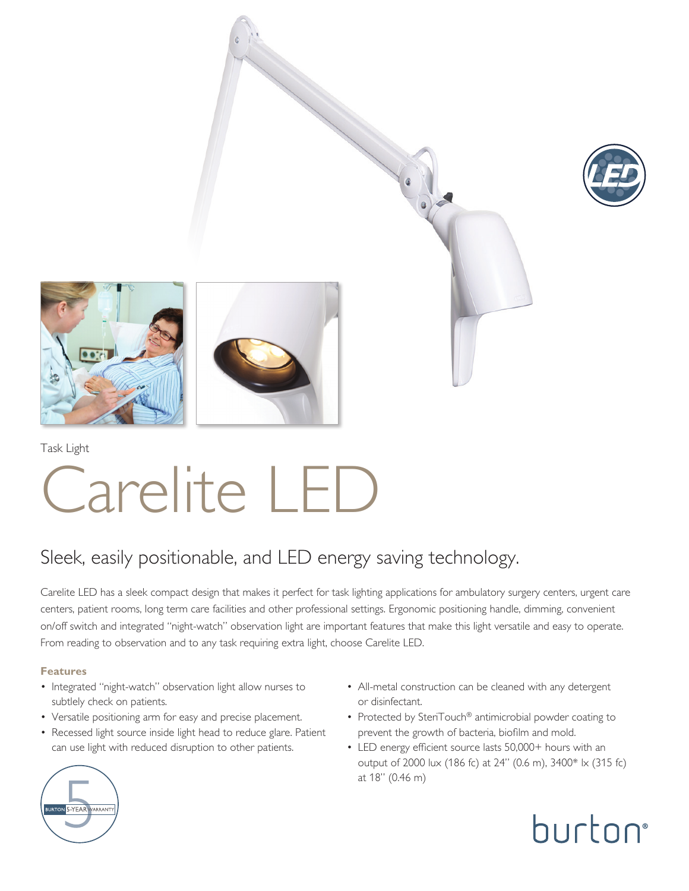Task Light

# Carelite LED

## Sleek, easily positionable, and LED energy saving technology.

Carelite LED has a sleek compact design that makes it perfect for task lighting applications for ambulatory surgery centers, urgent care centers, patient rooms, long term care facilities and other professional settings. Ergonomic positioning handle, dimming, convenient on/off switch and integrated "night-watch" observation light are important features that make this light versatile and easy to operate. From reading to observation and to any task requiring extra light, choose Carelite LED.

### Features

- Integrated "night-watch" observation light allow nurses to subtlely check on patients.
- Versatile positioning arm for easy and precise placement.
- Recessed light source inside light head to reduce glare. Patient can use light with reduced disruption to other patients.
- All-metal construction can be cleaned with any detergent or disinfectant.
- Protected by SteriTouch® antimicrobial powder coating to prevent the growth of bacteria, biofilm and mold.
- LED energy efficient source lasts 50,000+ hours with an output of 2000 lux (186 fc) at 24" (0.6 m), 3400* lx (315 fc) at 18" (0.46 m)

BURTON 5-YEAR WARRANTY

burton®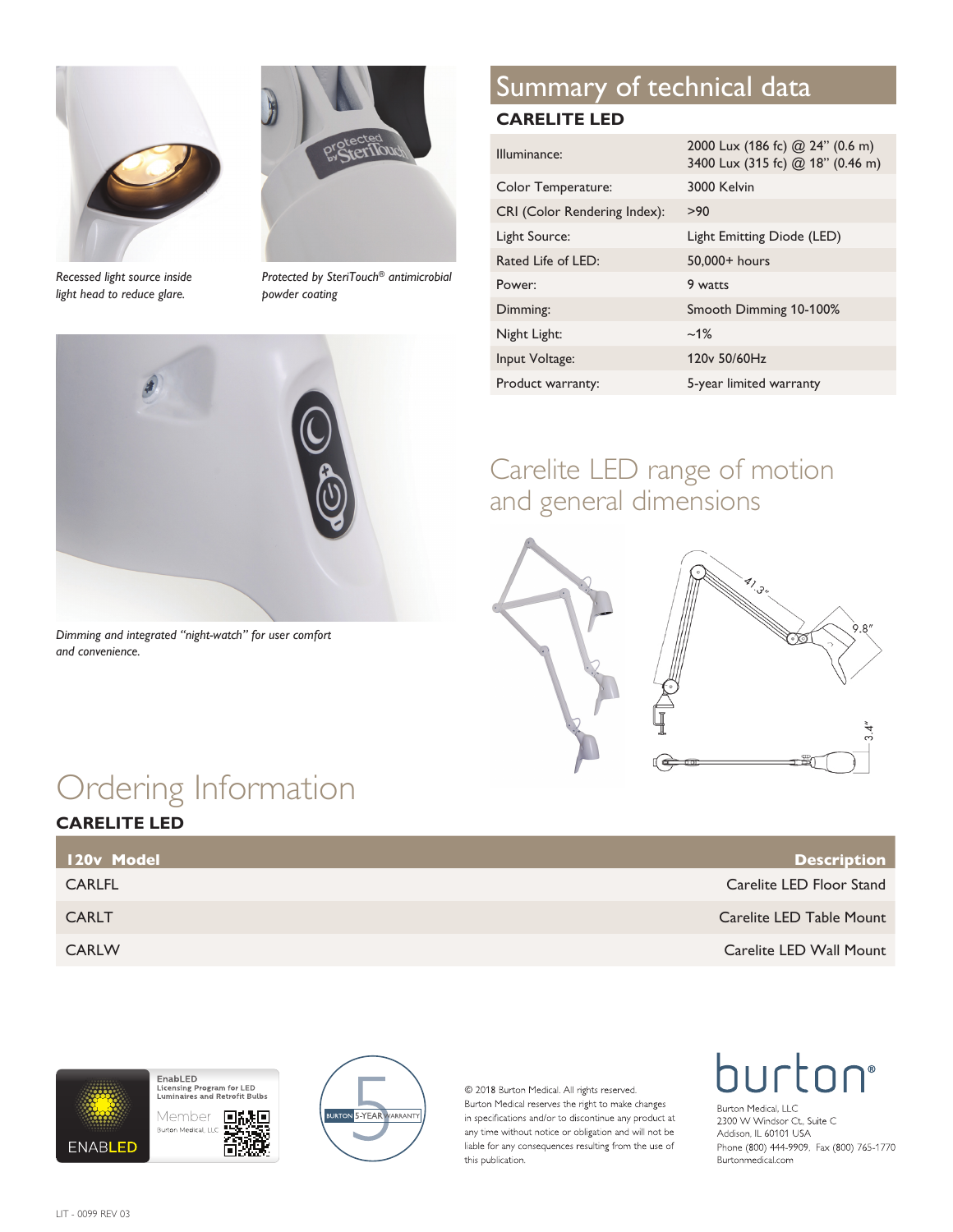*Recessed light source inside light head to reduce glare.*

*Protected by SteriTouch® antimicrobial powder coating*

*Dimming and integrated "night-watch" for user comfort and convenience.*

## Summary of technical data

### CARELITE LED

| | |
|---|---|
| Illuminance: | 2000 Lux (186 fc) @ 24" (0.6 m)<br>3400 Lux (315 fc) @ 18" (0.46 m) |
| Color Temperature: | 3000 Kelvin |
| CRI (Color Rendering Index): | >90 |
| Light Source: | Light Emitting Diode (LED) |
| Rated Life of LED: | 50,000+ hours |
| Power: | 9 watts |
| Dimming: | Smooth Dimming 10-100% |
| Night Light: | ~1% |
| Input Voltage: | 120v 50/60Hz |
| Product warranty: | 5-year limited warranty |

## Carelite LED range of motion and general dimensions

41.3"

9.8"

3.4"

# Ordering Information

### CARELITE LED

| 120v Model | Description |
|---|---|
| CARLFL | Carelite LED Floor Stand |
| CARLT | Carelite LED Table Mount |
| CARLW | Carelite LED Wall Mount |

EnabLED Licensing Program for LED Luminaires and Retrofit Bulbs

Member Burton Medical, LLC

ENABLED

BURTON 5-YEAR WARRANTY

© 2018 Burton Medical. All rights reserved. Burton Medical reserves the right to make changes in specifications and/or to discontinue any product at any time without notice or obligation and will not be liable for any consequences resulting from the use of this publication.

burton®

Burton Medical, LLC
2300 W Windsor Ct, Suite C
Addison, IL 60101 USA
Phone (800) 444-9909, Fax (800) 765-1770
Burtonmedical.com

LIT - 0099 REV 03